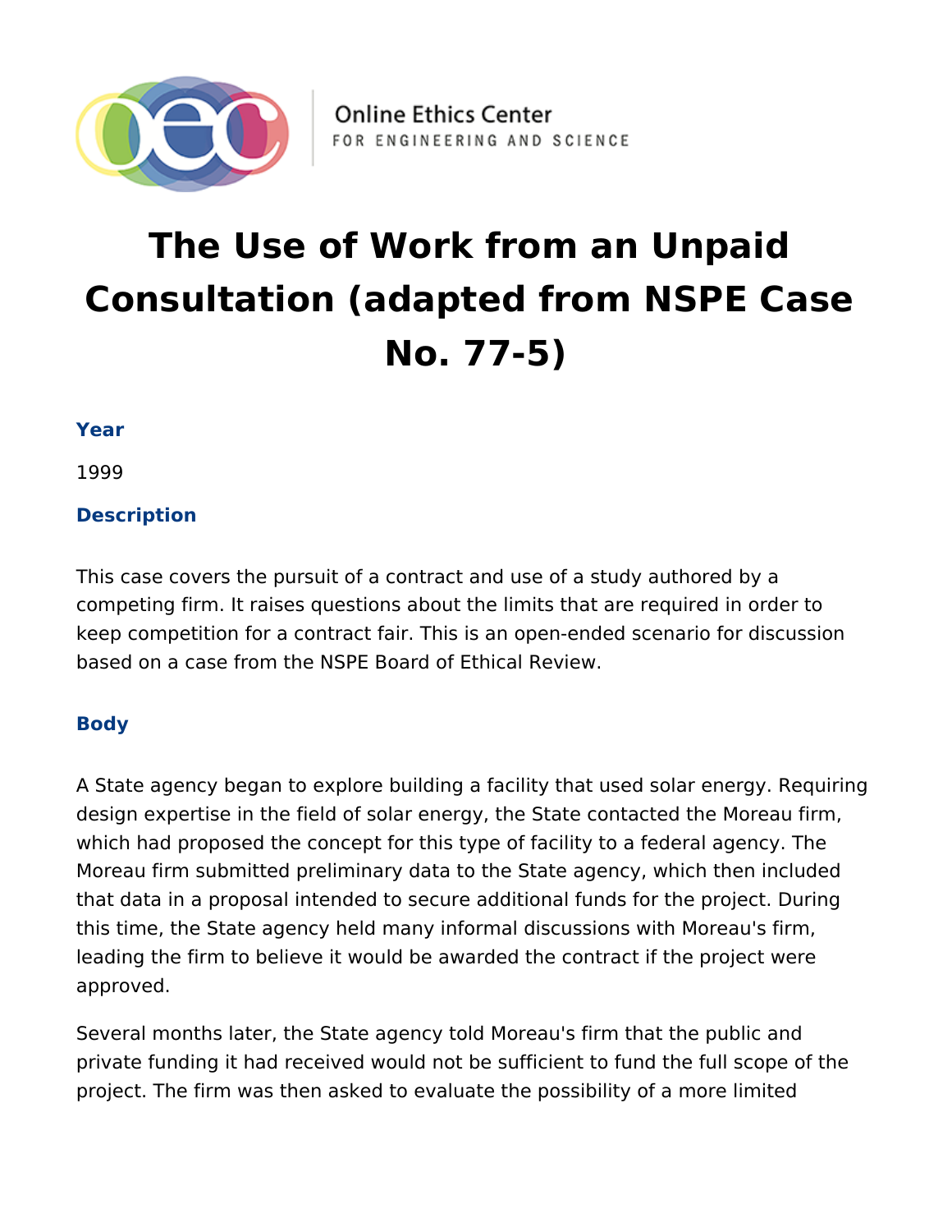Online Ethics Center
FOR ENGINEERING AND SCIENCE

# The Use of Work from an Unpaid Consultation (adapted from NSPE Case No. 77-5)

### Year

1999

### Description

This case covers the pursuit of a contract and use of a study authored by a competing firm. It raises questions about the limits that are required in order to keep competition for a contract fair. This is an open-ended scenario for discussion based on a case from the NSPE Board of Ethical Review.

### Body

A State agency began to explore building a facility that used solar energy. Requiring design expertise in the field of solar energy, the State contacted the Moreau firm, which had proposed the concept for this type of facility to a federal agency. The Moreau firm submitted preliminary data to the State agency, which then included that data in a proposal intended to secure additional funds for the project. During this time, the State agency held many informal discussions with Moreau's firm, leading the firm to believe it would be awarded the contract if the project were approved.

Several months later, the State agency told Moreau's firm that the public and private funding it had received would not be sufficient to fund the full scope of the project. The firm was then asked to evaluate the possibility of a more limited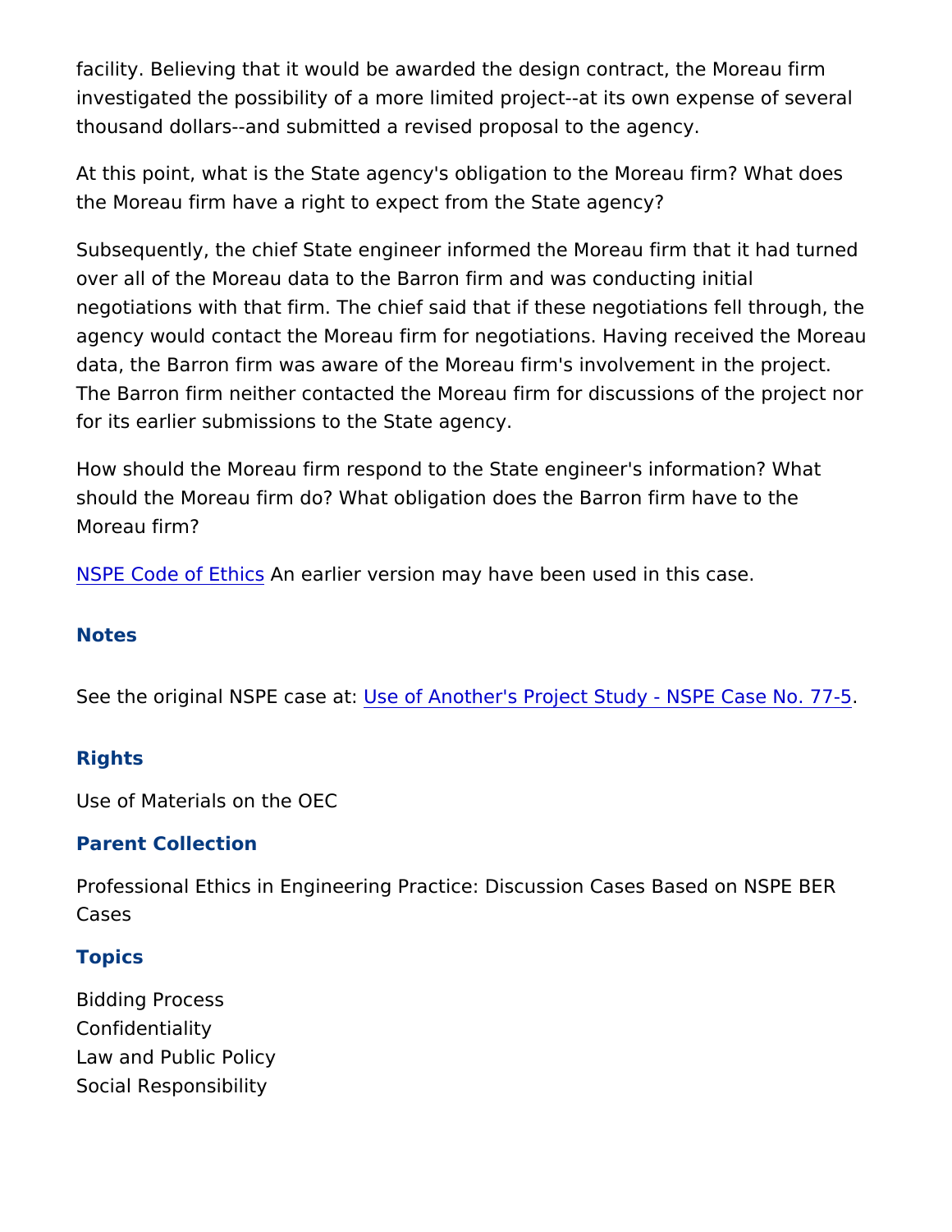facility. Believing that it would be awarded the design contract, the Moreau firm investigated the possibility of a more limited project--at its own expense of several thousand dollars--and submitted a revised proposal to the agency.

At this point, what is the State agency's obligation to the Moreau firm? What does the Moreau firm have a right to expect from the State agency?

Subsequently, the chief State engineer informed the Moreau firm that it had turned over all of the Moreau data to the Barron firm and was conducting initial negotiations with that firm. The chief said that if these negotiations fell through, the agency would contact the Moreau firm for negotiations. Having received the Moreau data, the Barron firm was aware of the Moreau firm's involvement in the project. The Barron firm neither contacted the Moreau firm for discussions of the project nor for its earlier submissions to the State agency.

How should the Moreau firm respond to the State engineer's information? What should the Moreau firm do? What obligation does the Barron firm have to the Moreau firm?

NSPE Code of Ethics An earlier version may have been used in this case.

### Notes

See the original NSPE case at: Use of Another's Project Study - NSPE Case No. 77-5.

### Rights

Use of Materials on the OEC

### Parent Collection

Professional Ethics in Engineering Practice: Discussion Cases Based on NSPE BER Cases

### Topics

Bidding Process
Confidentiality
Law and Public Policy
Social Responsibility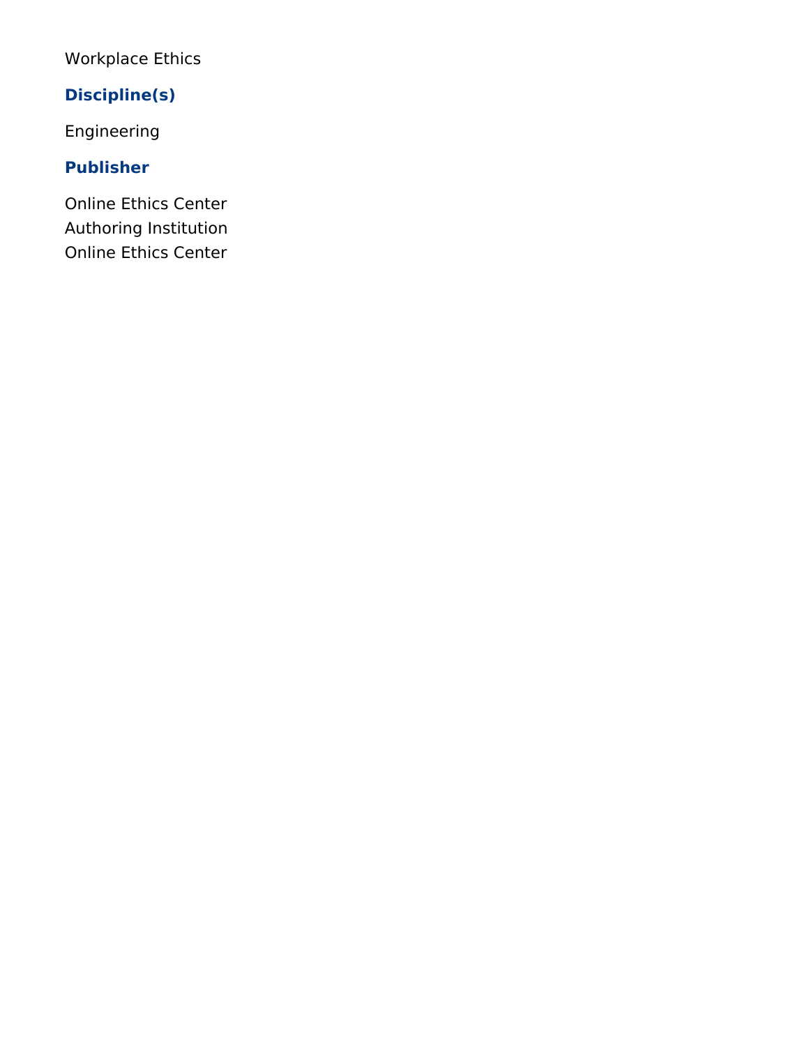Workplace Ethics

### Discipline(s)

Engineering

### Publisher

Online Ethics Center
Authoring Institution
Online Ethics Center